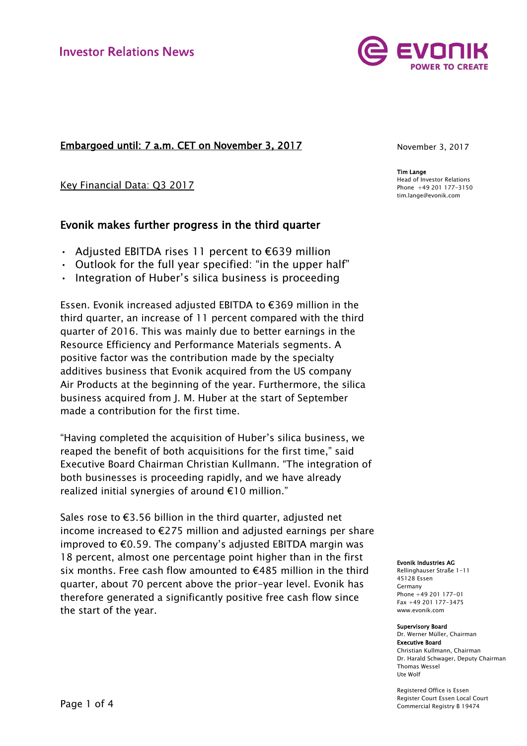Investor Relations News

Embargoed until: 7 a.m. CET on November 3, 2017

November 3, 2017

**Tim Lange**
Head of Investor Relations
Phone +49 201 177-3150
tim.lange@evonik.com

Key Financial Data: Q3 2017

## Evonik makes further progress in the third quarter

- Adjusted EBITDA rises 11 percent to €639 million
- Outlook for the full year specified: “in the upper half”
- Integration of Huber’s silica business is proceeding

Essen. Evonik increased adjusted EBITDA to €369 million in the third quarter, an increase of 11 percent compared with the third quarter of 2016. This was mainly due to better earnings in the Resource Efficiency and Performance Materials segments. A positive factor was the contribution made by the specialty additives business that Evonik acquired from the US company Air Products at the beginning of the year. Furthermore, the silica business acquired from J. M. Huber at the start of September made a contribution for the first time.

“Having completed the acquisition of Huber’s silica business, we reaped the benefit of both acquisitions for the first time,” said Executive Board Chairman Christian Kullmann. “The integration of both businesses is proceeding rapidly, and we have already realized initial synergies of around €10 million.”

Sales rose to €3.56 billion in the third quarter, adjusted net income increased to €275 million and adjusted earnings per share improved to €0.59. The company’s adjusted EBITDA margin was 18 percent, almost one percentage point higher than in the first six months. Free cash flow amounted to €485 million in the third quarter, about 70 percent above the prior-year level. Evonik has therefore generated a significantly positive free cash flow since the start of the year.

**Evonik Industries AG**
Rellinghauser Straße 1-11
45128 Essen
Germany
Phone +49 201 177-01
Fax +49 201 177-3475
www.evonik.com

**Supervisory Board**
Dr. Werner Müller, Chairman
**Executive Board**
Christian Kullmann, Chairman
Dr. Harald Schwager, Deputy Chairman
Thomas Wessel
Ute Wolf

Registered Office is Essen
Register Court Essen Local Court
Commercial Registry B 19474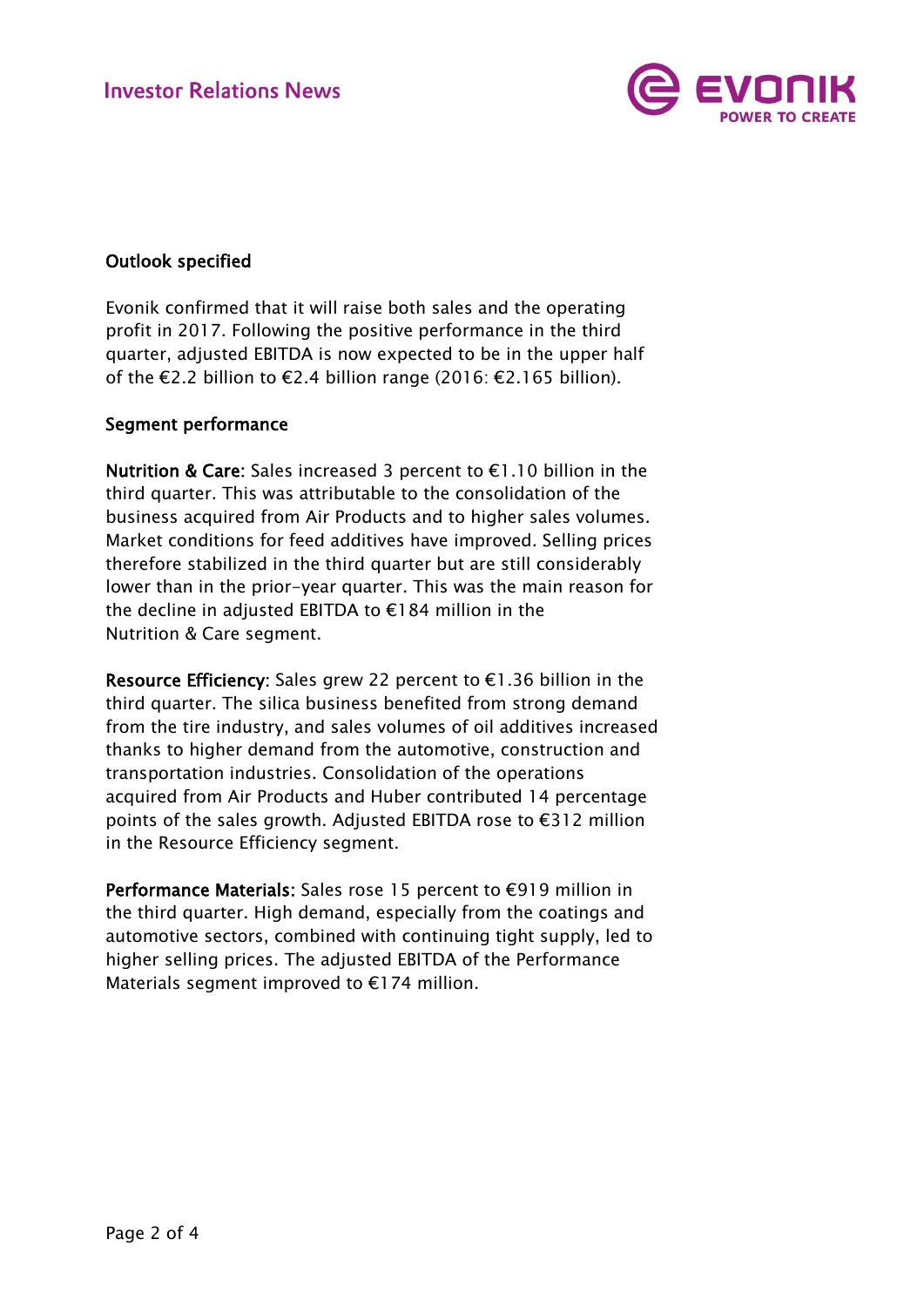## Outlook specified

Evonik confirmed that it will raise both sales and the operating profit in 2017. Following the positive performance in the third quarter, adjusted EBITDA is now expected to be in the upper half of the €2.2 billion to €2.4 billion range (2016: €2.165 billion).

## Segment performance

**Nutrition & Care:** Sales increased 3 percent to €1.10 billion in the third quarter. This was attributable to the consolidation of the business acquired from Air Products and to higher sales volumes. Market conditions for feed additives have improved. Selling prices therefore stabilized in the third quarter but are still considerably lower than in the prior-year quarter. This was the main reason for the decline in adjusted EBITDA to €184 million in the Nutrition & Care segment.

**Resource Efficiency:** Sales grew 22 percent to €1.36 billion in the third quarter. The silica business benefited from strong demand from the tire industry, and sales volumes of oil additives increased thanks to higher demand from the automotive, construction and transportation industries. Consolidation of the operations acquired from Air Products and Huber contributed 14 percentage points of the sales growth. Adjusted EBITDA rose to €312 million in the Resource Efficiency segment.

**Performance Materials:** Sales rose 15 percent to €919 million in the third quarter. High demand, especially from the coatings and automotive sectors, combined with continuing tight supply, led to higher selling prices. The adjusted EBITDA of the Performance Materials segment improved to €174 million.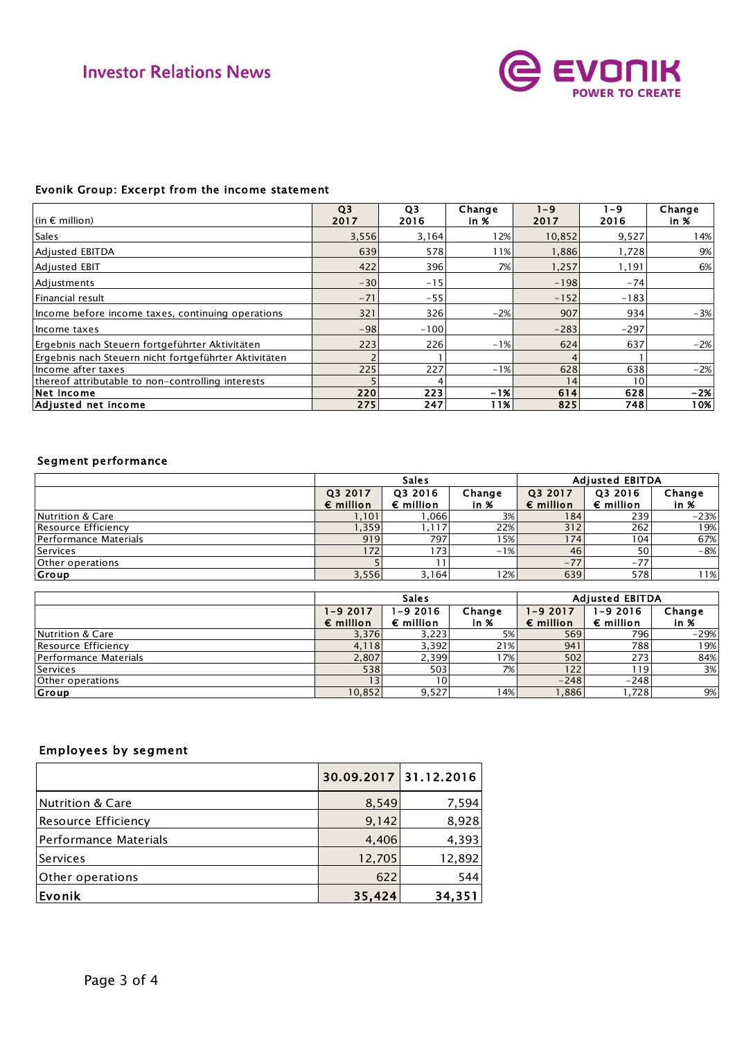Investor Relations News

### Evonik Group: Excerpt from the income statement

| (in € million) | Q3 2017 | Q3 2016 | Change in % | 1–9 2017 | 1–9 2016 | Change in % |
|---|---|---|---|---|---|---|
| Sales | 3,556 | 3,164 | 12% | 10,852 | 9,527 | 14% |
| Adjusted EBITDA | 639 | 578 | 11% | 1,886 | 1,728 | 9% |
| Adjusted EBIT | 422 | 396 | 7% | 1,257 | 1,191 | 6% |
| Adjustments | –30 | –15 | | –198 | –74 | |
| Financial result | –71 | –55 | | –152 | –183 | |
| Income before income taxes, continuing operations | 321 | 326 | –2% | 907 | 934 | –3% |
| Income taxes | –98 | –100 | | –283 | –297 | |
| Ergebnis nach Steuern fortgeführter Aktivitäten | 223 | 226 | –1% | 624 | 637 | –2% |
| Ergebnis nach Steuern nicht fortgeführter Aktivitäten | 2 | 1 | | 4 | 1 | |
| Income after taxes | 225 | 227 | –1% | 628 | 638 | –2% |
| thereof attributable to non-controlling interests | 5 | 4 | | 14 | 10 | |
| **Net income** | **220** | **223** | **–1%** | **614** | **628** | **–2%** |
| **Adjusted net income** | **275** | **247** | **11%** | **825** | **748** | **10%** |

### Segment performance

| | Sales | | | Adjusted EBITDA | | |
|---|---|---|---|---|---|---|
| | Q3 2017 € million | Q3 2016 € million | Change in % | Q3 2017 € million | Q3 2016 € million | Change in % |
| Nutrition & Care | 1,101 | 1,066 | 3% | 184 | 239 | –23% |
| Resource Efficiency | 1,359 | 1,117 | 22% | 312 | 262 | 19% |
| Performance Materials | 919 | 797 | 15% | 174 | 104 | 67% |
| Services | 172 | 173 | –1% | 46 | 50 | –8% |
| Other operations | 5 | 11 | | –77 | –77 | |
| **Group** | 3,556 | 3,164 | 12% | 639 | 578 | 11% |

| | Sales | | | Adjusted EBITDA | | |
|---|---|---|---|---|---|---|
| | 1–9 2017 € million | 1–9 2016 € million | Change in % | 1–9 2017 € million | 1–9 2016 € million | Change in % |
| Nutrition & Care | 3,376 | 3,223 | 5% | 569 | 796 | –29% |
| Resource Efficiency | 4,118 | 3,392 | 21% | 941 | 788 | 19% |
| Performance Materials | 2,807 | 2,399 | 17% | 502 | 273 | 84% |
| Services | 538 | 503 | 7% | 122 | 119 | 3% |
| Other operations | 13 | 10 | | –248 | –248 | |
| **Group** | 10,852 | 9,527 | 14% | 1,886 | 1,728 | 9% |

### Employees by segment

| | 30.09.2017 | 31.12.2016 |
|---|---|---|
| Nutrition & Care | 8,549 | 7,594 |
| Resource Efficiency | 9,142 | 8,928 |
| Performance Materials | 4,406 | 4,393 |
| Services | 12,705 | 12,892 |
| Other operations | 622 | 544 |
| **Evonik** | **35,424** | **34,351** |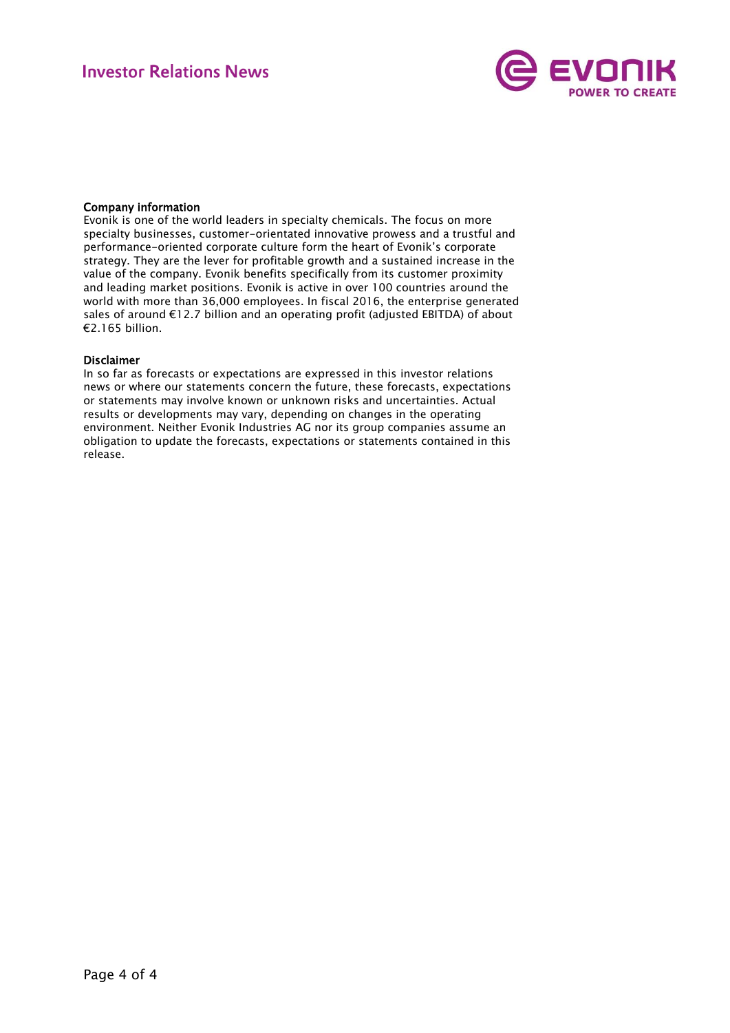**Company information**

Evonik is one of the world leaders in specialty chemicals. The focus on more specialty businesses, customer-orientated innovative prowess and a trustful and performance-oriented corporate culture form the heart of Evonik's corporate strategy. They are the lever for profitable growth and a sustained increase in the value of the company. Evonik benefits specifically from its customer proximity and leading market positions. Evonik is active in over 100 countries around the world with more than 36,000 employees. In fiscal 2016, the enterprise generated sales of around €12.7 billion and an operating profit (adjusted EBITDA) of about €2.165 billion.

**Disclaimer**

In so far as forecasts or expectations are expressed in this investor relations news or where our statements concern the future, these forecasts, expectations or statements may involve known or unknown risks and uncertainties. Actual results or developments may vary, depending on changes in the operating environment. Neither Evonik Industries AG nor its group companies assume an obligation to update the forecasts, expectations or statements contained in this release.